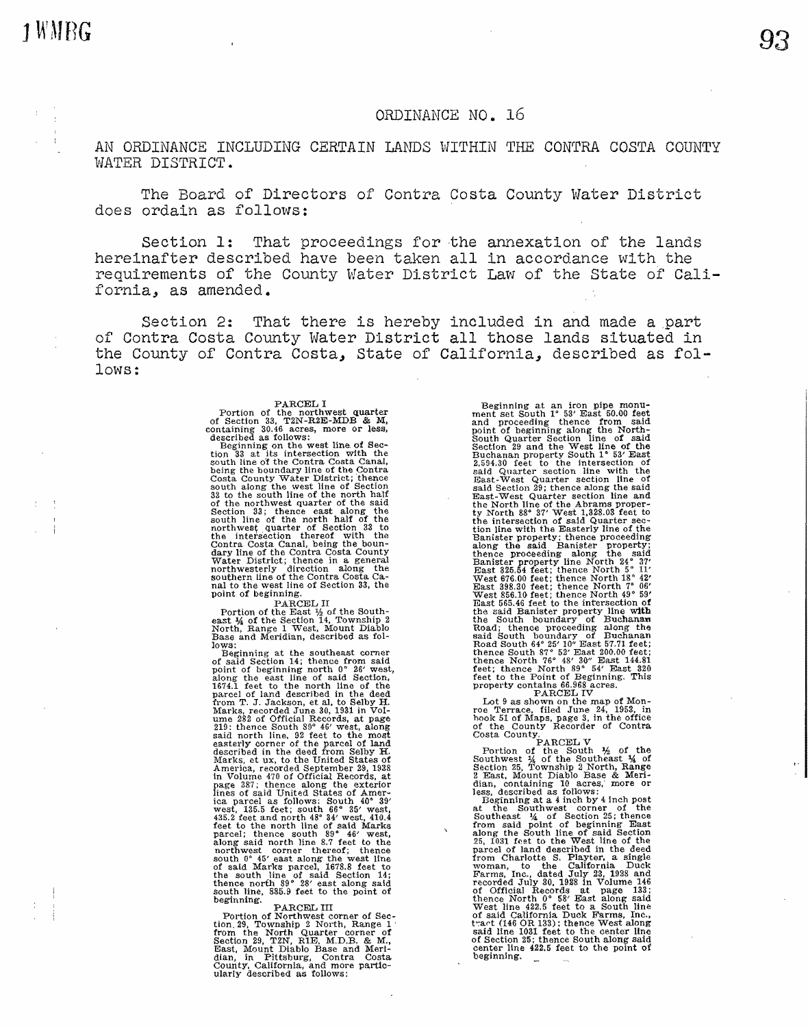# ORDINANCE NO. 16

AN ORDINANCE INCLUDING CERTAIN LANDS WITHIN THE CONTRA COSTA COUNTY WATER DISTRICT.

The Board of Directors of Contra Costa County Water District does ordain as follows:

Section 1: That proceedings for the annexation of the lands hereinafter described have been taken all in accordance with the requirements of the County Water District Law of the State of California, as amended.

Section 2: That there is hereby included in and made a part of Contra Costa County Water District all those lands situated in the County of Contra Costa, State of California, described as follows:

PARCEL I

Portion of the northwest quarter of Section 33, T2N-R2E-MDB & M, containing 30.46 acres, more or less, described as follows:

Beginning on the west line of Section 33 at its intersection with the south line of the Contra Costa Canal, being the boundary line of the Contra Costa County Water District; thence south along the west line of Section 33 to the south line of the north half of the northwest quarter of the said Section 33; thence east along the south line of the north half of the northwest quarter of Section 33 to the intersection thereof with the Contra Costa Canal, being the boundary line of the Contra Costa County Water District; thence in a general northwesterly direction along the southern line of the Contra Costa Canal to the west line of Section 33, the point of beginning.

PARCEL II

Portion of the East ½ of the Southeast ¼ of the Section 14, Township 2 North, Range 1 West, Mount Diablo Base and Meridian, described as follows:

Beginning at the southeast corner of said Section 14; thence from said point of beginning north 0° 26' west, along the east line of said Section, 1674.1 feet to the north line of the parcel of land described in the deed from T. J. Jackson, et al, to Selby H. Marks, recorded June 30, 1931 in Volume 282 of Official Records, at page 219; thence South 89° 46' west, along said north line, 92 feet to the most easterly corner of the parcel of land described in the deed from Selby H. Marks, et ux, to the United States of America, recorded September 29, 1938 in Volume 470 of Official Records, at page 387; thence along the exterior lines of said United States of America parcel as follows: South 40° 39' west, 135.5 feet; south 66° 35' west, 435.2 feet and north 48° 34' west, 410.4 feet to the north line of said Marks parcel; thence south 89° 46' west, along said north line 8.7 feet to the northwest corner thereof; thence south 0° 45' east along the west line of said Marks parcel, 1678.8 feet to the south line of said Section 14; thence north 89° 28' east along said south line, 885.9 feet to the point of beginning.

PARCEL III

Portion of Northwest corner of Section 29, Township 2 North, Range 1 from the North Quarter corner of Section 29, T2N, R1E, M.D.B. & M., East, Mount Diablo Base and Meridian, in Pittsburg, Contra Costa County, California, and more particularly described as follows:

Beginning at an iron pipe monument set South 1° 53' East 50.00 feet and proceeding thence from said point of beginning along the North-South Quarter Section line of said Section 29 and the West line of the Buchanan property South 1° 53' East 2,594.30 feet to the intersection of said Quarter section line with the East-West Quarter section line of said Section 29; thence along the said East-West Quarter section line and the North line of the Abrams property North 88° 37' West 1,328.03 feet to the intersection of said Quarter section line with the Easterly line of the Banister property; thence proceeding along the said Banister property; thence proceeding along the said Banister property line North 24° 37' East 325.54 feet; thence North 5° 11' West 676.00 feet; thence North 18° 42' East 398.30 feet; thence North 7° 06' West 856.10 feet; thence North 49° 59' East 565.46 feet to the intersection of the said Banister property line with the South boundary of Buchanan Road; thence proceeding along the said South boundary of Buchanan Road South 64° 25' 10" East 57.71 feet; thence South 87° 52' East 200.00 feet; thence North 76° 48' 30" East 144.81 feet; thence North 89° 54' East 320 feet to the Point of Beginning. This property contains 66.968 acres.

PARCEL IV

Lot 9 as shown on the map of Monroe Terrace, filed June 24, 1953, in book 51 of Maps, page 3, in the office of the County Recorder of Contra Costa County.

PARCEL V

Portion of the South ½ of the Southwest ¼ of the Southeast ¼ of Section 25, Township 2 North, Range 2 East, Mount Diablo Base & Meridian, containing 10 acres, more or less, described as follows:

Beginning at a 4 inch by 4 inch post at the Southwest corner of the Southeast ¼ of Section 25; thence from said point of beginning East along the South line of said Section 25, 1031 feet to the West line of the parcel of land described in the deed from Charlotte S. Playter, a single woman, to the California Duck Farms, Inc., dated July 23, 1938 and recorded July 30, 1928 in Volume 146 of Official Records at page 133; thence North 0° 58' East along said West line 422.5 feet to a South line of said California Duck Farms, Inc., tract (146 OR 133); thence West along said line 1031 feet to the center line of Section 25; thence South along said center line 422.5 feet to the point of beginning.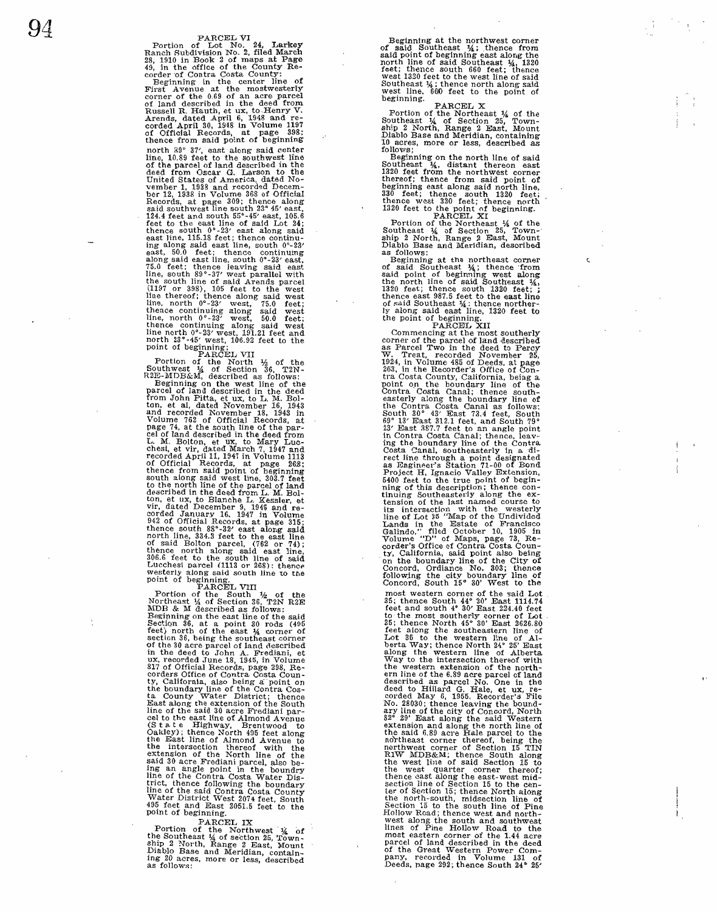PARCEL VI

Portion of Lot No. 24, Larkey Ranch Subdivision No. 2, filed March 28, 1910 in Book 2 of maps at Page 49, in the office of the County Recorder of Contra Costa County:

Beginning in the center line of First Avenue at the mostwesterly corner of the 0.69 of an acre parcel of land described in the deed from Russell R. Hauth, et ux, to Henry V. Arends, dated April 6, 1948 and recorded April 30, 1948 in Volume 1197 of Official Records, at page 398; thence from said point of beginning north 89° 37', east along said center line, 10.89 feet to the southwest line of the parcel of land described in the deed from Oscar G. Larson to the United States of America, dated November 1, 1938 and recorded December 12, 1938 in Volume 368 of Official Records, at page 309; thence along said southwest line south 23° 45' east, 124.4 feet and south 55°-45' east, 105.6 feet to the east line of said Lot 24; thence south 0°-23' east along said east line, 115.18 feet; thence continuing along said east line, south 0°-23' east, 50.0 feet; thence continuing along said east line, south 0°-23' east, 75.0 feet; thence leaving said east line, south 89°-37' west parallel with the south line of said Arends parcel (1197 or 398), 105 feet to the west line thereof; thence along said west line, north 0°-23' west, 75.0 feet; thence continuing along said west line, north 0°-23' west, 50.0 feet; thence continuing along said west line north 0°-23' west, 191.21 feet and north 23°-45' west, 106.92 feet to the point of beginning.

PARCEL VII

Portion of the North ½ of the Southwest ¼ of Section 36, T2N-R2E-MDB&M, described as follows:

Beginning on the west line of the parcel of land described in the deed from John Pitta, et ux, to L. M. Bolton, et al, dated November 16, 1943 and recorded November 18, 1943 in Volume 762 of Official Records, at page 74, at the south line of the parcel of land described in the deed from L. M. Bolton, et ux, to Mary Lucchesi, et vir, dated March 7, 1947 and recorded April 11, 1947 in Volume 1113 of Official Records, at page 268; thence from said point of beginning south along said west line, 303.7 feet to the north line of the parcel of land described in the deed from L. M. Bolton, et ux, to Blanche L. Kessler, et vir, dated December 9, 1946 and recorded January 16, 1947 in Volume 942 of Official Records, at page 315; thence south 88°-32' east along said north line, 334.3 feet to the east line of said Bolton parcel, (762 or 74); thence north along said east line, 306.6 feet to the south line of said Lucchesi parcel (1113 or 268): thence westerly along said south line to the point of beginning.

PARCEL VIII

Portion of the South ½ of the Northeast ¼ of Section 36, T2N R2E MDB & M described as follows:

Beginning on the east line of the said Section 36, at a point 30 rods (495 feet) north of the east ¼ corner of section 36, being the southeast corner of the 30 acre parcel of land described in the deed to John A. Frediani, et ux, recorded June 18, 1945, in Volume 817 of Official Records, page 298, Recorders Office of Contra Costa County, California, also being a point on the boundary line of the Contra Costa County Water District; thence East along the extension of the South line of the said 30 acre Frediani parcel to the east line of Almond Avenue (State Highway, Brentwood to Oakley); thence North 495 feet along the East line of Almond Avenue to the intersection thereof with the extension of the North line of the said 30 acre Frediani parcel, also being an angle point in the boundry line of the Contra Costa Water District, thence following the boundary line of the said Contra Costa County Water District West 2074 feet, South 495 feet and East 2051.5 feet to the point of beginning.

PARCEL IX

Portion of the Northwest ¼ of the Southeast ¼ of section 25, Township 2 North, Range 2 East, Mount Diablo Base and Meridian, containing 20 acres, more or less, described as follows:

Beginning at the northwest corner of said Southeast ¼; thence from said point of beginning east along the north line of said Southeast ¼, 1320 feet; thence south 660 feet; thence west 1320 feet to the west line of said Southeast ¼; thence north along said west line, 660 feet to the point of beginning.

PARCEL X

Portion of the Northeast ¼ of the Southeast ¼ of Section 25, Township 2 North, Range 2 East, Mount Diablo Base and Meridian, containing 10 acres, more or less, described as follows;

Beginning on the north line of said Southeast ¼, distant thereon east 1320 feet from the northwest corner thereof; thence from said point of beginning east along said north line, 330 feet; thence south 1320 feet; thence west 330 feet; thence north 1320 feet to the point of beginning.

PARCEL XI

Portion of the Northeast ¼ of the Southeast ¼ of Section 25, Township 2 North, Range 2 East, Mount Diablo Base and Meridian, described as follows:

Beginning at the northeast corner of said Southeast ¼; thence from said point of beginning west along the north line of said Southeast ¼, 1320 feet; thence south 1320 feet; thence east 987.5 feet to the east line of said Southeast ¼: thence northerly along said east line, 1320 feet to the point of beginning.

PARCEL XII

Commencing at the most southerly corner of the parcel of land described as Parcel Two in the deed to Percy W. Treat, recorded November 25, 1924, in Volume 485 of Deeds, at page 263, in the Recorder's Office of Contra Costa County, California, being a point on the boundary line of the Contra Costa Canal; thence southeasterly along the boundary line of the Contra Costa Canal as follows: South 30° 43' East 73.4 feet, South 69° 13' East 312.1 feet, and South 79° 23' East 387.7 feet to an angle point in Contra Costa Canal; thence, leaving the boundary line of the Contra Costa Canal, southeasterly in a direct line through a point designated as Engineer's Station 71-00 of Bond Project H, Ignacio Valley Extension, 5400 feet to the true point of beginning of this description; thence continuing Southeasterly along the extension of the last named course to its intersection with the westerly line of Lot 35 "Map of the Undivided Lands in the Estate of Francisco Galindo," filed October 10, 1905 in Volume "D" of Maps, page 73, Recorder's Office of Contra Costa County, California, said point also being on the boundary line of the City of Concord, Ordiance No. 303; thence following the city boundary line of Concord, South 15° 30' West to the most western corner of the said Lot 35; thence South 44° 30' East 1114.74 feet and south 4° 30' East 224.40 feet to the most southerly corner of Lot 35; thence North 45° 30' East 2626.80 feet along the southeastern line of Lot 35 to the western line of Alberta Way; thence North 24° 25' East along the western line of Alberta Way to the intersection thereof with the western extension of the northern line of the 6.89 acre parcel of land described as parcel No. One in the deed to Hillard G. Hale, et ux, recorded May 6, 1955, Recorder's File No. 28030; thence leaving the boundary line of the city of Concord, North 82° 29' East along the said Western extension and along the north line of the said 6.89 acre Hale parcel to the northeast corner thereof, being the northwest corner of Section 15 TIN R1W MDB&M; thence South along the west line of said Section 15 to the west quarter corner thereof; thence east along the east-west midsection line of Section 15 to the center of Section 15; thence North along the north-south, midsection line of Section 15 to the south line of Pine Hollow Road; thence west and northwest along the south and southwest lines of Pine Hollow Road to the most eastern corner of the 1.44 acre parcel of land described in the deed of the Great Western Power Company, recorded in Volume 131 of Deeds, page 292; thence South 24° 25'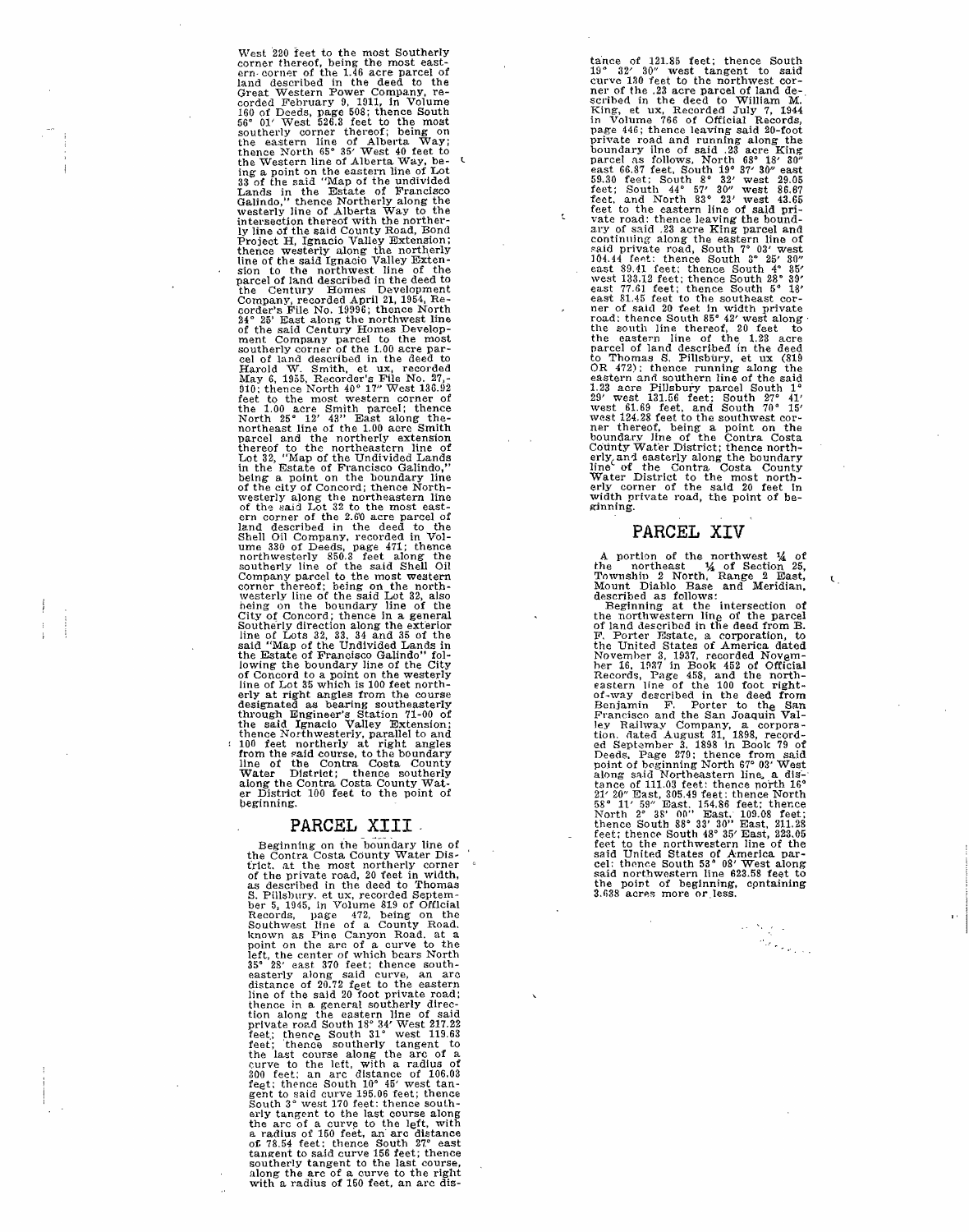West 220 feet to the most Southerly corner thereof, being the most eastern corner of the 1.46 acre parcel of land described in the deed to the Great Western Power Company, recorded February 9, 1911, in Volume 160 of Deeds, page 508; thence South 56° 01' West 526.8 feet to the most southerly corner thereof; being on the eastern line of Alberta Way; thence North 65° 35' West 40 feet to the Western line of Alberta Way, being a point on the eastern line of Lot 33 of the said "Map of the undivided Lands in the Estate of Francisco Galindo," thence Northerly along the westerly line of Alberta Way to the intersection thereof with the northerly line of the said County Road, Bond Project H, Ignacio Valley Extension; thence westerly along the northerly line of the said Ignacio Valley Extension to the northwest line of the parcel of land described in the deed to the Century Homes Development Company, recorded April 21, 1954, Recorder's File No. 19996; thence North 24° 25' East along the northwest line of the said Century Homes Development Company parcel to the most southerly corner of the 1.00 acre parcel of land described in the deed to Harold W. Smith, et ux, recorded May 6, 1955, Recorder's File No. 27,-910; thence North 40° 17" West 130.92 feet to the most western corner of the 1.00 acre Smith parcel; thence North 25° 12' 43" East along the northeast line of the 1.00 acre Smith parcel and the northerly extension thereof to the northeastern line of Lot 32, "Map of the Undivided Lands in the Estate of Francisco Galindo," being a point on the boundary line of the city of Concord; thence Northwesterly along the northeastern line of the said Lot 32 to the most eastern corner of the 2.60 acre parcel of land described in the deed to the Shell Oil Company, recorded in Volume 330 of Deeds, page 471; thence northwesterly 850.3 feet along the southerly line of the said Shell Oil Company parcel to the most western corner thereof; being on the northwesterly line of the said Lot 32, also being on the boundary line of the City of Concord; thence in a general Southerly direction along the exterior line of Lots 32, 33, 34 and 35 of the said "Map of the Undivided Lands in the Estate of Francisco Galindo" following the boundary line of the City of Concord to a point on the westerly line of Lot 35 which is 100 feet northerly at right angles from the course designated as bearing southeasterly through Engineer's Station 71-00 of the said Ignacio Valley Extension; thence Northwesterly, parallel to and 100 feet northerly at right angles from the said course, to the boundary line of the Contra Costa County Water District; thence southerly along the Contra Costa County Water District 100 feet to the point of beginning.

## PARCEL XIII

Beginning on the boundary line of the Contra Costa County Water District, at the most northerly corner of the private road, 20 feet in width, as described in the deed to Thomas S. Pillsbury, et ux, recorded September 5, 1945, in Volume 819 of Official Records, page 472, being on the Southwest line of a County Road, known as Pine Canyon Road, at a point on the arc of a curve to the left, the center of which bears North 35° 28' east 370 feet; thence southeasterly along said curve, an arc distance of 20.72 feet to the eastern line of the said 20 foot private road; thence in a general southerly direction along the eastern line of said private road South 18° 34' West 217.22 feet; thence South 31° west 119.63 feet; thence southerly tangent to the last course along the arc of a curve to the left, with a radius of 300 feet; an arc distance of 106.03 feet; thence South 10° 45' west tangent to said curve 195.06 feet; thence South 3° west 170 feet; thence southerly tangent to the last course along the arc of a curve to the left, with a radius of 150 feet, an arc distance of 78.54 feet; thence South 27° east tangent to said curve 156 feet; thence southerly tangent to the last course, along the arc of a curve to the right with a radius of 150 feet, an arc distance of 121.85 feet; thence South 19° 32' 30" west tangent to said curve 130 feet to the northwest corner of the .23 acre parcel of land described in the deed to William M. King, et ux, Recorded July 7, 1944 in Volume 766 of Official Records, page 446; thence leaving said 20-foot private road and running along the boundary line of said .23 acre King parcel as follows, North 68° 18' 30" east 66.87 feet, South 19° 37' 30" east 59.30 feet; South 8° 32' west 29.05 feet; South 44° 57' 30" west 86.67 feet, and North 83° 23' west 43.65 feet to the eastern line of said private road; thence leaving the boundary of said .23 acre King parcel and continuing along the eastern line of said private road, South 7° 03' west 104.44 feet; thence South 3° 25' 30" east 89.41 feet; thence South 4° 35' west 133.12 feet; thence South 28° 39' east 77.61 feet; thence South 5° 18' east 81.45 feet to the southeast corner of said 20 feet in width private road; thence South 85° 42' west along the south line thereof, 20 feet to the eastern line of the 1.23 acre parcel of land described in the deed to Thomas S. Pillsbury, et ux (819 OR 472); thence running along the eastern and southern line of the said 1.23 acre Pillsbury parcel South 1° 29' west 131.56 feet; South 27° 41' west 61.69 feet, and South 70° 15' west 124.28 feet to the southwest corner thereof, being a point on the boundary line of the Contra Costa County Water District; thence northerly and easterly along the boundary line of the Contra Costa County Water District to the most northerly corner of the said 20 feet in width private road, the point of beginning.

## PARCEL XIV

A portion of the northwest ¼ of the northeast ¼ of Section 25, Township 2 North, Range 2 East, Mount Diablo Base and Meridian, described as follows:

Beginning at the intersection of the northwestern line of the parcel of land described in the deed from B. F. Porter Estate, a corporation, to the United States of America dated November 3, 1937, recorded November 16, 1937 in Book 452 of Official Records, Page 458, and the northeastern line of the 100 foot right-of-way described in the deed from Benjamin F. Porter to the San Francisco and the San Joaquin Valley Railway Company, a corporation, dated August 31, 1898, recorded September 3, 1898 in Book 79 of Deeds, Page 279; thence from said point of beginning North 67° 03' West along said Northeastern line, a distance of 111.03 feet; thence north 16° 21' 20" East, 305.49 feet; thence North 58° 11' 59" East, 154.86 feet; thence North 2° 38' 00" East, 109.08 feet; thence South 88° 33' 30" East, 211.28 feet; thence South 48° 35' East, 223.05 feet to the northwestern line of the said United States of America parcel; thence South 53° 08' West along said northwestern line 623.58 feet to the point of beginning, containing 3.638 acres more or less.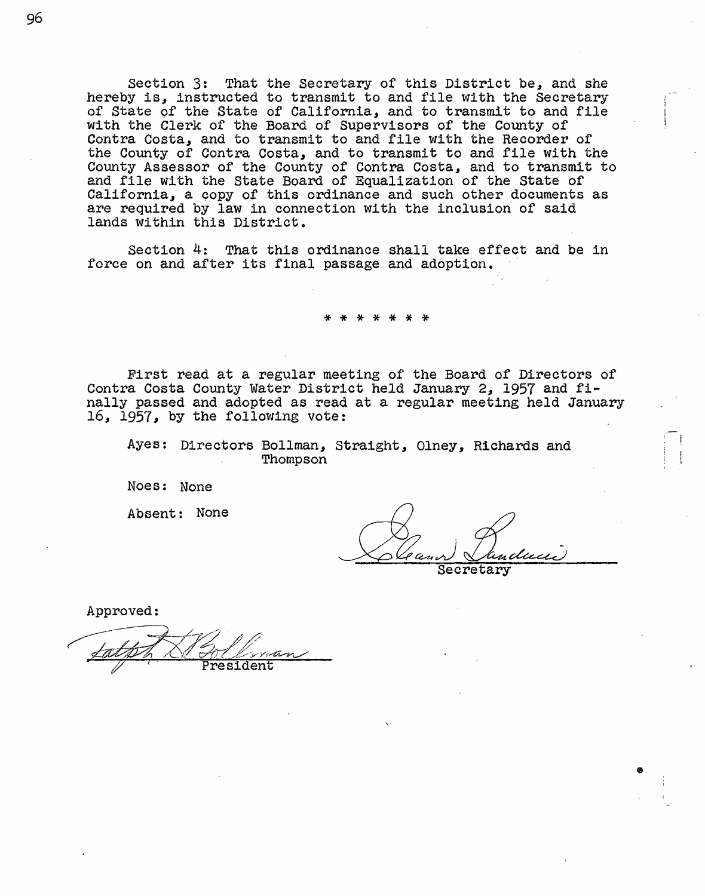Section 3: That the Secretary of this District be, and she hereby is, instructed to transmit to and file with the Secretary of State of the State of California, and to transmit to and file with the Clerk of the Board of Supervisors of the County of Contra Costa, and to transmit to and file with the Recorder of the County of Contra Costa, and to transmit to and file with the County Assessor of the County of Contra Costa, and to transmit to and file with the State Board of Equalization of the State of California, a copy of this ordinance and such other documents as are required by law in connection with the inclusion of said lands within this District.

Section 4: That this ordinance shall take effect and be in force on and after its final passage and adoption.

\* \* \* \* \* \* \*

First read at a regular meeting of the Board of Directors of Contra Costa County Water District held January 2, 1957 and finally passed and adopted as read at a regular meeting held January 16, 1957, by the following vote:

Ayes: Directors Bollman, Straight, Olney, Richards and Thompson

Noes: None

Absent: None

Secretary

Approved:

President